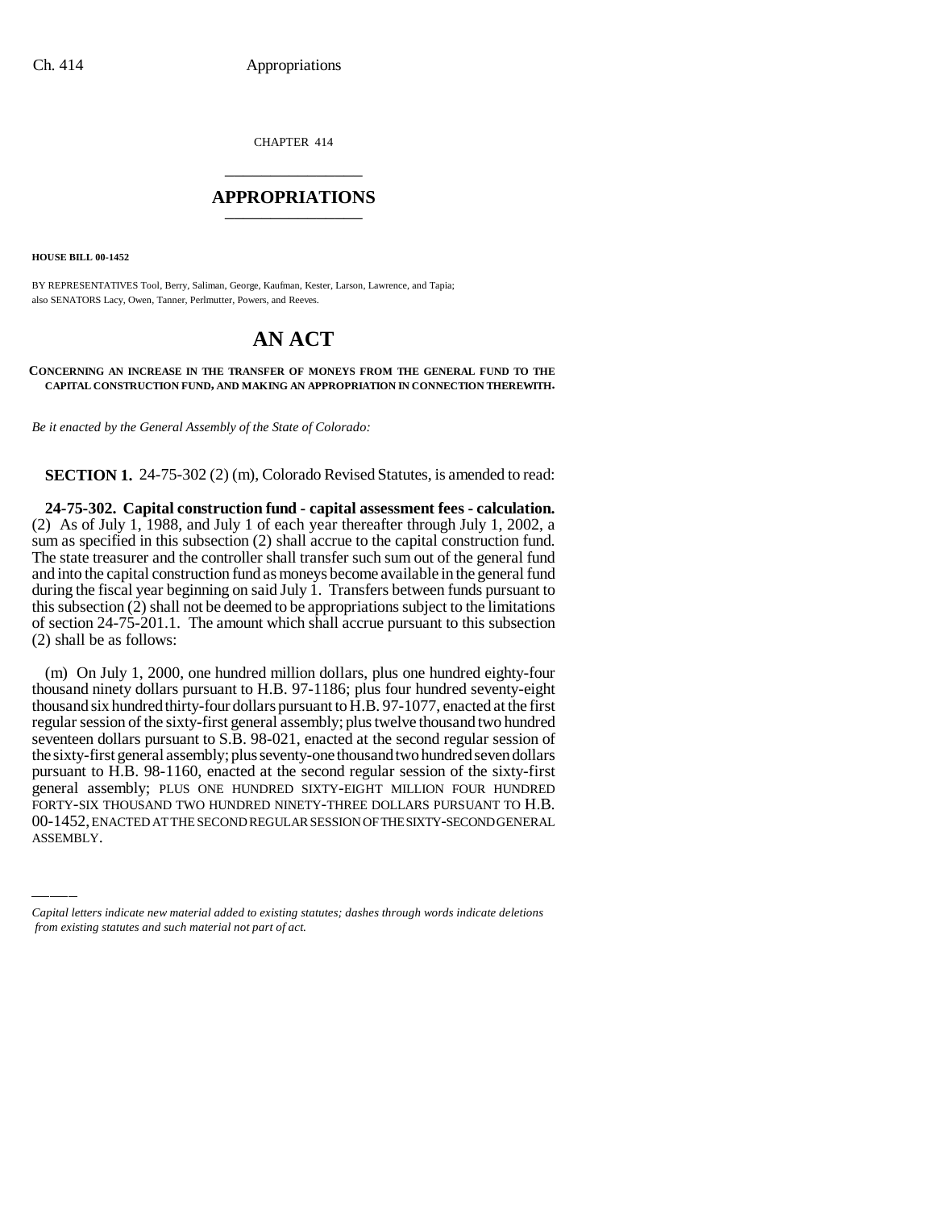CHAPTER 414

# APPROPRIATIONS

**HOUSE BILL 00-1452**

BY REPRESENTATIVES Tool, Berry, Saliman, George, Kaufman, Kester, Larson, Lawrence, and Tapia; also SENATORS Lacy, Owen, Tanner, Perlmutter, Powers, and Reeves.

# AN ACT

**CONCERNING AN INCREASE IN THE TRANSFER OF MONEYS FROM THE GENERAL FUND TO THE CAPITAL CONSTRUCTION FUND, AND MAKING AN APPROPRIATION IN CONNECTION THEREWITH.**

*Be it enacted by the General Assembly of the State of Colorado:*

**SECTION 1.** 24-75-302 (2) (m), Colorado Revised Statutes, is amended to read:

**24-75-302. Capital construction fund - capital assessment fees - calculation.** (2) As of July 1, 1988, and July 1 of each year thereafter through July 1, 2002, a sum as specified in this subsection (2) shall accrue to the capital construction fund. The state treasurer and the controller shall transfer such sum out of the general fund and into the capital construction fund as moneys become available in the general fund during the fiscal year beginning on said July 1. Transfers between funds pursuant to this subsection (2) shall not be deemed to be appropriations subject to the limitations of section 24-75-201.1. The amount which shall accrue pursuant to this subsection (2) shall be as follows:

(m) On July 1, 2000, one hundred million dollars, plus one hundred eighty-four thousand ninety dollars pursuant to H.B. 97-1186; plus four hundred seventy-eight thousand six hundred thirty-four dollars pursuant to H.B. 97-1077, enacted at the first regular session of the sixty-first general assembly; plus twelve thousand two hundred seventeen dollars pursuant to S.B. 98-021, enacted at the second regular session of the sixty-first general assembly; plus seventy-one thousand two hundred seven dollars pursuant to H.B. 98-1160, enacted at the second regular session of the sixty-first general assembly; PLUS ONE HUNDRED SIXTY-EIGHT MILLION FOUR HUNDRED FORTY-SIX THOUSAND TWO HUNDRED NINETY-THREE DOLLARS PURSUANT TO H.B. 00-1452, ENACTED AT THE SECOND REGULAR SESSION OF THE SIXTY-SECOND GENERAL ASSEMBLY.

*Capital letters indicate new material added to existing statutes; dashes through words indicate deletions from existing statutes and such material not part of act.*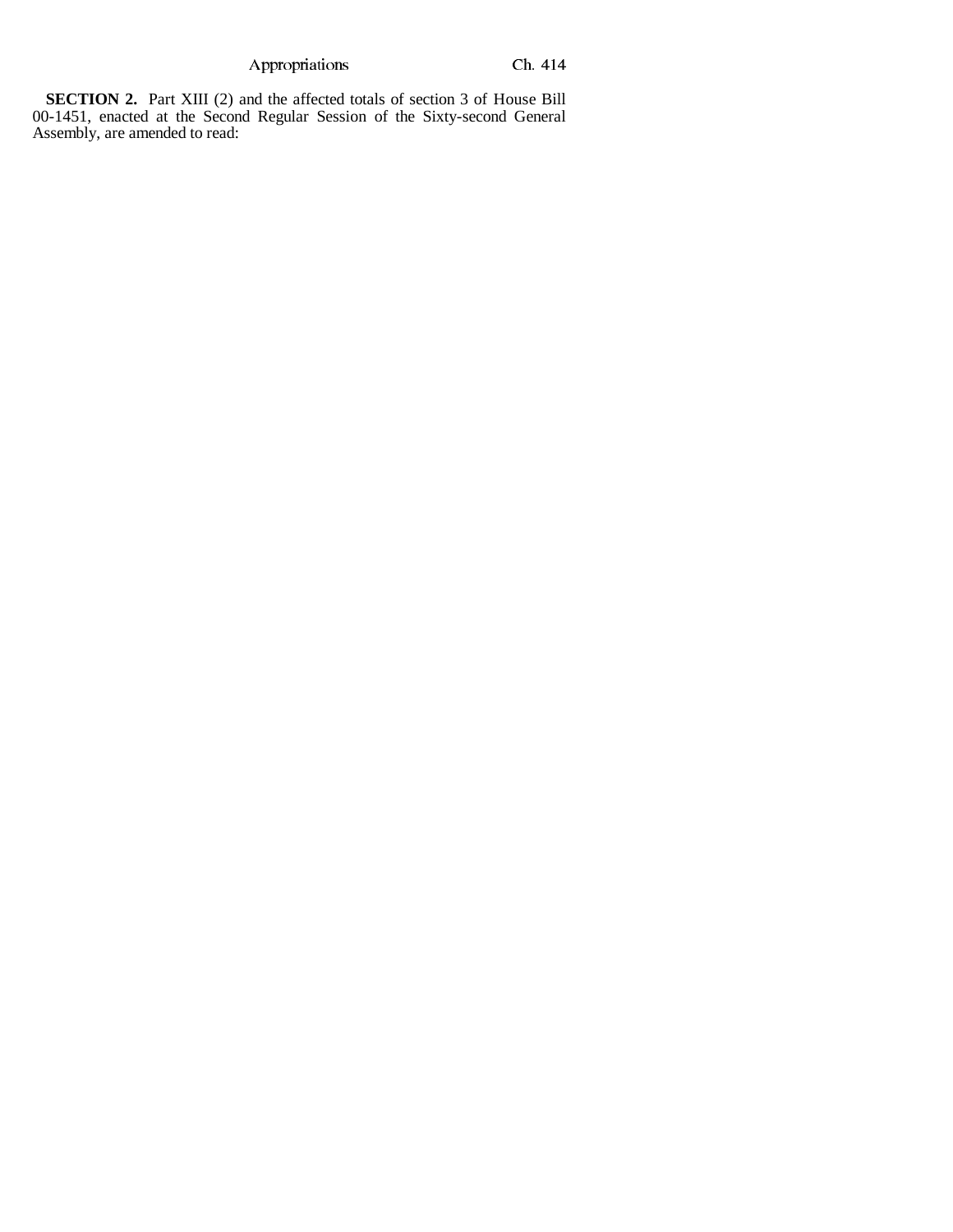**SECTION 2.** Part XIII (2) and the affected totals of section 3 of House Bill 00-1451, enacted at the Second Regular Session of the Sixty-second General Assembly, are amended to read: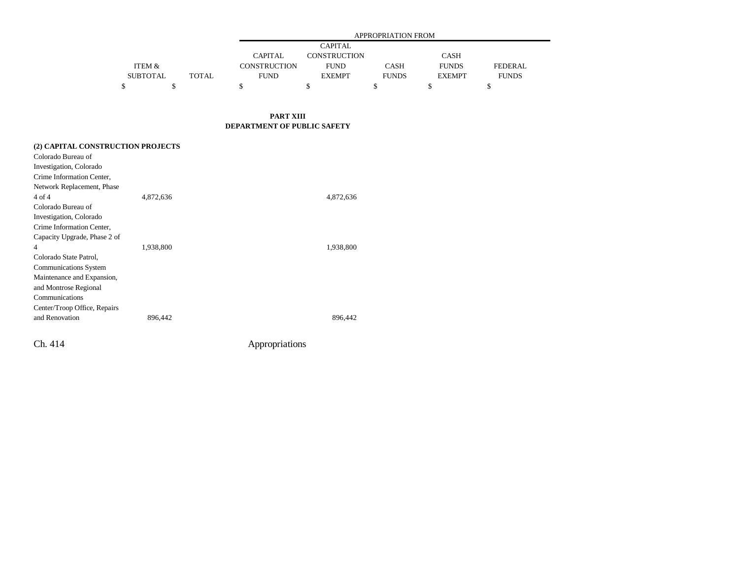| | ITEM & SUBTOTAL | TOTAL | APPROPRIATION FROM CAPITAL CONSTRUCTION FUND | CAPITAL CONSTRUCTION FUND EXEMPT | CASH FUNDS | CASH FUNDS EXEMPT | FEDERAL FUNDS |
|---|---|---|---|---|---|---|---|
| | $ | $ | $ | $ | $ | $ | $ |

**PART XIII**
**DEPARTMENT OF PUBLIC SAFETY**

| | ITEM & SUBTOTAL | TOTAL | CAPITAL CONSTRUCTION FUND | CAPITAL CONSTRUCTION FUND EXEMPT | CASH FUNDS | CASH FUNDS EXEMPT | FEDERAL FUNDS |
|---|---|---|---|---|---|---|---|
| **(2) CAPITAL CONSTRUCTION PROJECTS** | | | | | | | |
| Colorado Bureau of Investigation, Colorado Crime Information Center, Network Replacement, Phase 4 of 4 | 4,872,636 | | | 4,872,636 | | | |
| Colorado Bureau of Investigation, Colorado Crime Information Center, Capacity Upgrade, Phase 2 of 4 | 1,938,800 | | | 1,938,800 | | | |
| Colorado State Patrol, Communications System Maintenance and Expansion, and Montrose Regional Communications Center/Troop Office, Repairs and Renovation | 896,442 | | | 896,442 | | | |

Ch. 414 Appropriations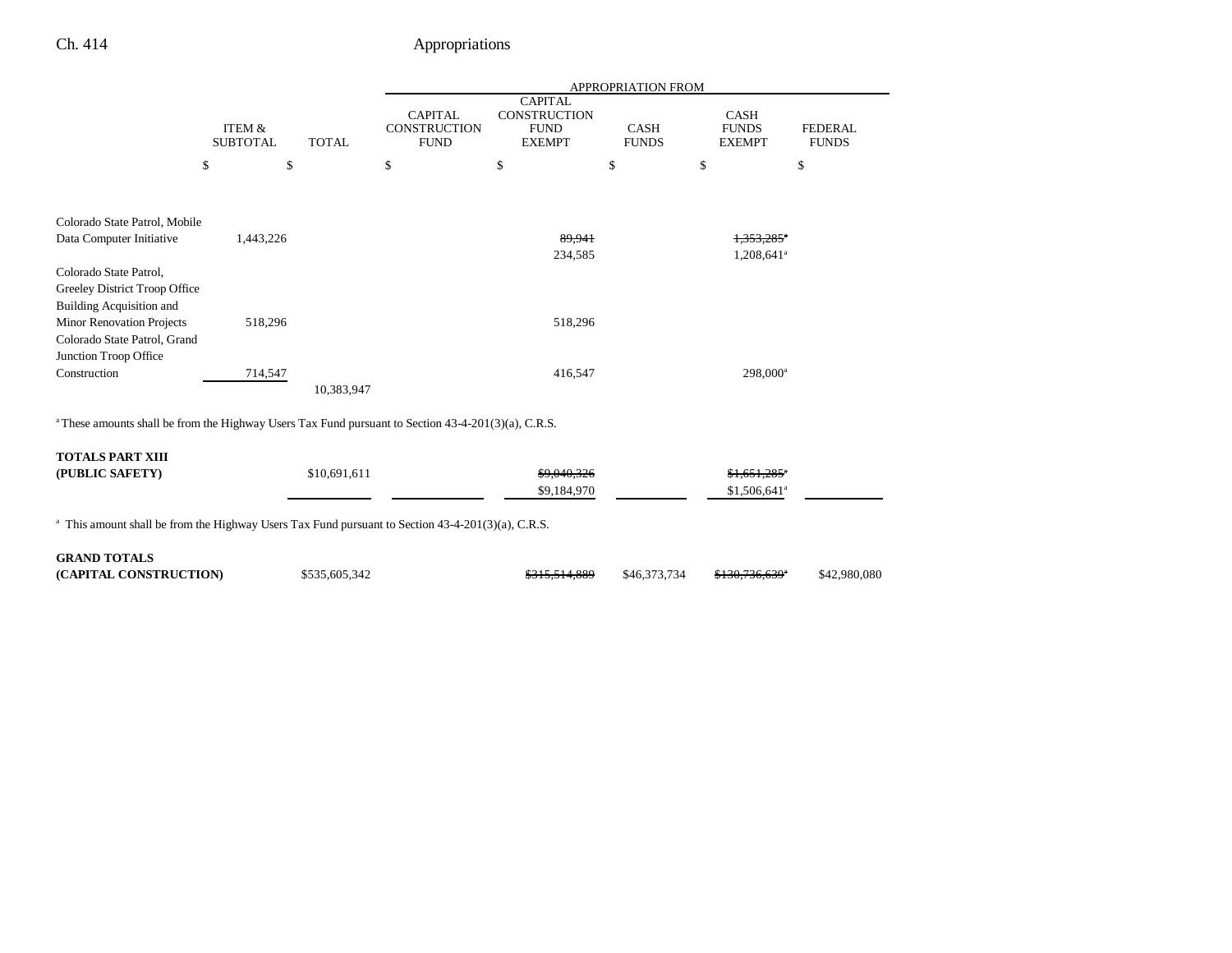| | ITEM & SUBTOTAL | TOTAL | APPROPRIATION FROM CAPITAL CONSTRUCTION FUND | CAPITAL CONSTRUCTION FUND EXEMPT | CASH FUNDS | CASH FUNDS EXEMPT | FEDERAL FUNDS |
|---|---|---|---|---|---|---|---|
| | $ | $ | $ | $ | $ | $ | $ |
| Colorado State Patrol, Mobile Data Computer Initiative | 1,443,226 | | | ~~89,941~~ 234,585 | | ~~1,353,285~~[a] 1,208,641[a] | |
| Colorado State Patrol, Greeley District Troop Office Building Acquisition and Minor Renovation Projects | 518,296 | | | 518,296 | | | |
| Colorado State Patrol, Grand Junction Troop Office Construction | 714,547 | | | 416,547 | | 298,000[a] | |
| | | 10,383,947 | | | | | |

[a] These amounts shall be from the Highway Users Tax Fund pursuant to Section 43-4-201(3)(a), C.R.S.

| | ITEM & SUBTOTAL | TOTAL | CAPITAL CONSTRUCTION FUND | CAPITAL CONSTRUCTION FUND EXEMPT | CASH FUNDS | CASH FUNDS EXEMPT | FEDERAL FUNDS |
|---|---|---|---|---|---|---|---|
| **TOTALS PART XIII (PUBLIC SAFETY)** | | $10,691,611 | | ~~$9,040,326~~ $9,184,970 | | ~~$1,651,285~~[a] $1,506,641[a] | |

[a] This amount shall be from the Highway Users Tax Fund pursuant to Section 43-4-201(3)(a), C.R.S.

| | ITEM & SUBTOTAL | TOTAL | CAPITAL CONSTRUCTION FUND | CAPITAL CONSTRUCTION FUND EXEMPT | CASH FUNDS | CASH FUNDS EXEMPT | FEDERAL FUNDS |
|---|---|---|---|---|---|---|---|
| **GRAND TOTALS (CAPITAL CONSTRUCTION)** | | $535,605,342 | | ~~$315,514,889~~ | $46,373,734 | ~~$130,736,639~~[a] | $42,980,080 |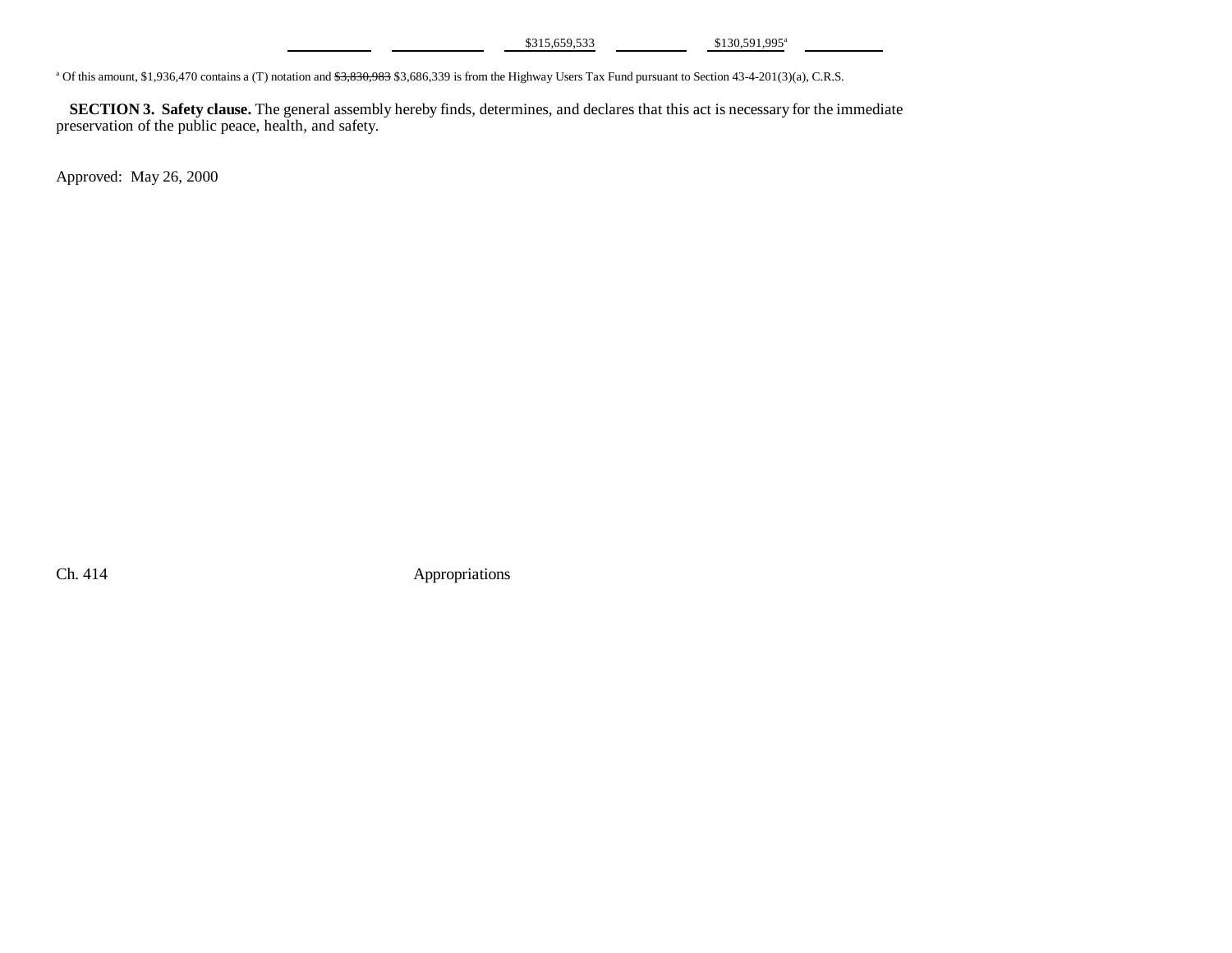| | | | | | |
|---|---|---|---|---|---|
| | | $315,659,533 | | $130,591,995[a] | |

[a] Of this amount, $1,936,470 contains a (T) notation and ~~$3,830,983~~ $3,686,339 is from the Highway Users Tax Fund pursuant to Section 43-4-201(3)(a), C.R.S.

**SECTION 3. Safety clause.** The general assembly hereby finds, determines, and declares that this act is necessary for the immediate preservation of the public peace, health, and safety.

Approved: May 26, 2000